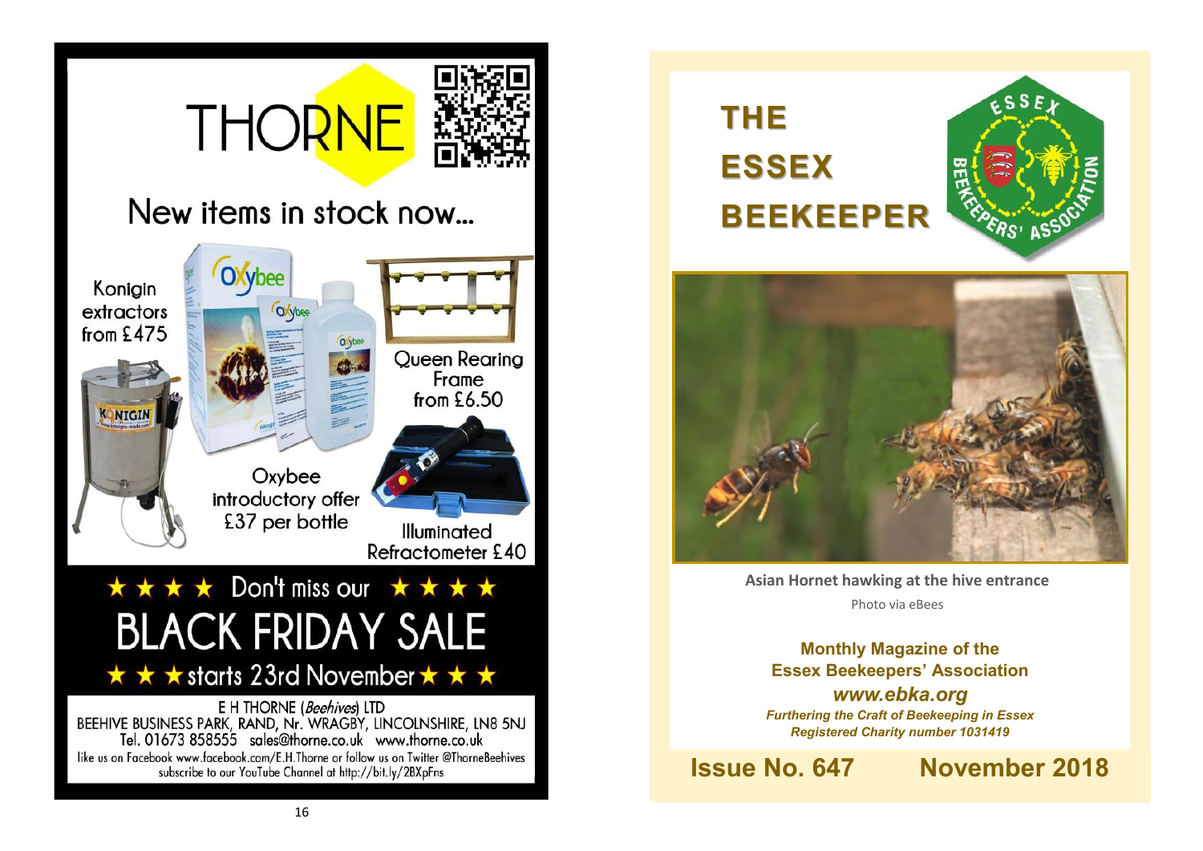# THORNE

## New items in stock now...

Konigin extractors from £475

Oxybee introductory offer £37 per bottle

Queen Rearing Frame from £6.50

Illuminated Refractometer £40

★ ★ ★ ★ Don't miss our ★ ★ ★ ★

## BLACK FRIDAY SALE

★ ★ ★ starts 23rd November ★ ★ ★

E H THORNE (*Beehives*) LTD
BEEHIVE BUSINESS PARK, RAND, Nr. WRAGBY, LINCOLNSHIRE, LN8 5NJ
Tel. 01673 858555 sales@thorne.co.uk www.thorne.co.uk
like us on Facebook www.facebook.com/E.H.Thorne or follow us on Twitter @ThorneBeehives
subscribe to our YouTube Channel at http://bit.ly/2BXpFns

# THE ESSEX BEEKEEPER

**Asian Hornet hawking at the hive entrance**

Photo via eBees

**Monthly Magazine of the Essex Beekeepers' Association**

***www.ebka.org***

***Furthering the Craft of Beekeeping in Essex***

***Registered Charity number 1031419***

**Issue No. 647 November 2018**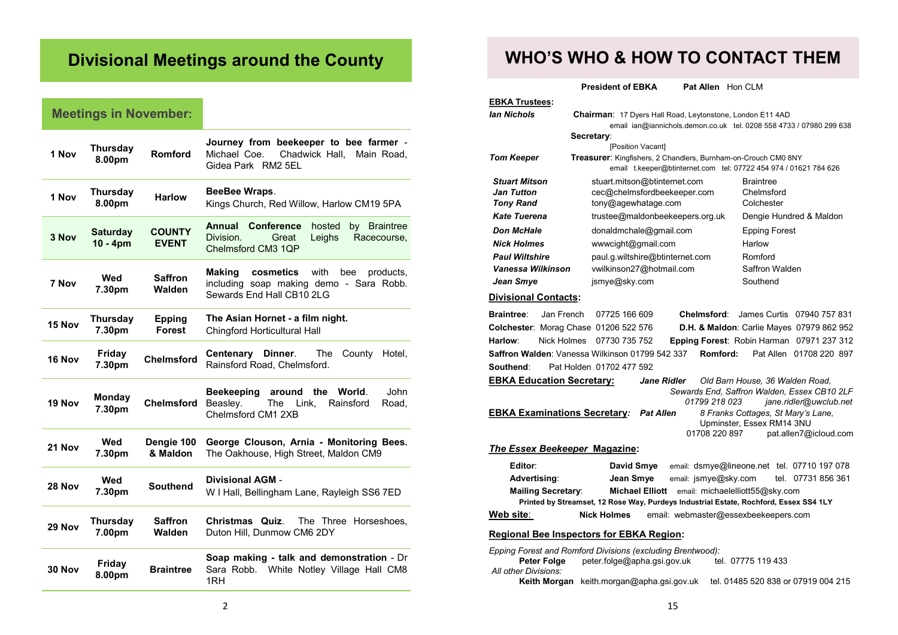# Divisional Meetings around the County

## Meetings in November:

| Date | Day/Time | Division | Event |
|---|---|---|---|
| 1 Nov | Thursday 8.00pm | Romford | **Journey from beekeeper to bee farmer** - Michael Coe. Chadwick Hall, Main Road, Gidea Park RM2 5EL |
| 1 Nov | Thursday 8.00pm | Harlow | **BeeBee Wraps**. Kings Church, Red Willow, Harlow CM19 5PA |
| 3 Nov | Saturday 10 - 4pm | COUNTY EVENT | **Annual Conference** hosted by Braintree Division. Great Leighs Racecourse, Chelmsford CM3 1QP |
| 7 Nov | Wed 7.30pm | Saffron Walden | **Making cosmetics** with bee products, including soap making demo - Sara Robb. Sewards End Hall CB10 2LG |
| 15 Nov | Thursday 7.30pm | Epping Forest | **The Asian Hornet - a film night.** Chingford Horticultural Hall |
| 16 Nov | Friday 7.30pm | Chelmsford | **Centenary Dinner**. The County Hotel, Rainsford Road, Chelmsford. |
| 19 Nov | Monday 7.30pm | Chelmsford | **Beekeeping around the World**. John Beasley. The Link, Rainsford Road, Chelmsford CM1 2XB |
| 21 Nov | Wed 7.30pm | Dengie 100 & Maldon | **George Clouson, Arnia - Monitoring Bees.** The Oakhouse, High Street, Maldon CM9 |
| 28 Nov | Wed 7.30pm | Southend | **Divisional AGM** - W I Hall, Bellingham Lane, Rayleigh SS6 7ED |
| 29 Nov | Thursday 7.00pm | Saffron Walden | **Christmas Quiz**. The Three Horseshoes, Duton Hill, Dunmow CM6 2DY |
| 30 Nov | Friday 8.00pm | Braintree | **Soap making - talk and demonstration** - Dr Sara Robb. White Notley Village Hall CM8 1RH |

# WHO'S WHO & HOW TO CONTACT THEM

**President of EBKA** **Pat Allen** Hon CLM

**EBKA Trustees:**

***Ian Nichols*** — **Chairman**: 17 Dyers Hall Road, Leytonstone, London E11 4AD
email ian@iannichols.demon.co.uk tel. 0208 558 4733 / 07980 299 638

**Secretary**: [Position Vacant]

***Tom Keeper*** — **Treasurer**: Kingfishers, 2 Chandlers, Burnham-on-Crouch CM0 8NY
email t.keeper@btinternet.com tel: 07722 454 974 / 01621 784 626

| Trustee | Email | Division |
|---|---|---|
| ***Stuart Mitson*** | stuart.mitson@btinternet.com | Braintree |
| ***Jan Tutton*** | cec@chelmsfordbeekeeper.com | Chelmsford |
| ***Tony Rand*** | tony@agewhatage.com | Colchester |
| ***Kate Tuerena*** | trustee@maldonbeekeepers.org.uk | Dengie Hundred & Maldon |
| ***Don McHale*** | donaldmchale@gmail.com | Epping Forest |
| ***Nick Holmes*** | wwwcight@gmail.com | Harlow |
| ***Paul Wiltshire*** | paul.g.wiltshire@btinternet.com | Romford |
| ***Vanessa Wilkinson*** | vwilkinson27@hotmail.com | Saffron Walden |
| ***Jean Smye*** | jsmye@sky.com | Southend |

**Divisional Contacts:**

**Braintree**: Jan French 07725 166 609
**Chelmsford**: James Curtis 07940 757 831
**Colchester**: Morag Chase 01206 522 576
**D.H. & Maldon**: Carlie Mayes 07979 862 952
**Harlow**: Nick Holmes 07730 735 752
**Epping Forest**: Robin Harman 07971 237 312
**Saffron Walden**: Vanessa Wilkinson 01799 542 337
**Romford:** Pat Allen 01708 220 897
**Southend**: Pat Holden 01702 477 592

**EBKA Education Secretary:** ***Jane Ridler*** *Old Barn House, 36 Walden Road, Sewards End, Saffron Walden, Essex CB10 2LF 01799 218 023 jane.ridler@uwclub.net*

**EBKA Examinations Secretary:** ***Pat Allen*** 8 Franks Cottages, St Mary's Lane, Upminster, Essex RM14 3NU 01708 220 897 pat.allen7@icloud.com

***The Essex Beekeeper* Magazine:**

**Editor**: **David Smye** email: dsmye@lineone.net tel. 07710 197 078
**Advertising**: **Jean Smye** email: jsmye@sky.com tel. 07731 856 361
**Mailing Secretary**: **Michael Elliott** email: michaelelliott55@sky.com

**Printed by Streamset, 12 Rose Way, Purdeys Industrial Estate, Rochford, Essex SS4 1LY**

**Web site**: **Nick Holmes** email: webmaster@essexbeekeepers.com

**Regional Bee Inspectors for EBKA Region:**

*Epping Forest and Romford Divisions (excluding Brentwood):*
**Peter Folge** peter.folge@apha.gsi.gov.uk tel. 07775 119 433

*All other Divisions:*
**Keith Morgan** keith.morgan@apha.gsi.gov.uk tel. 01485 520 838 or 07919 004 215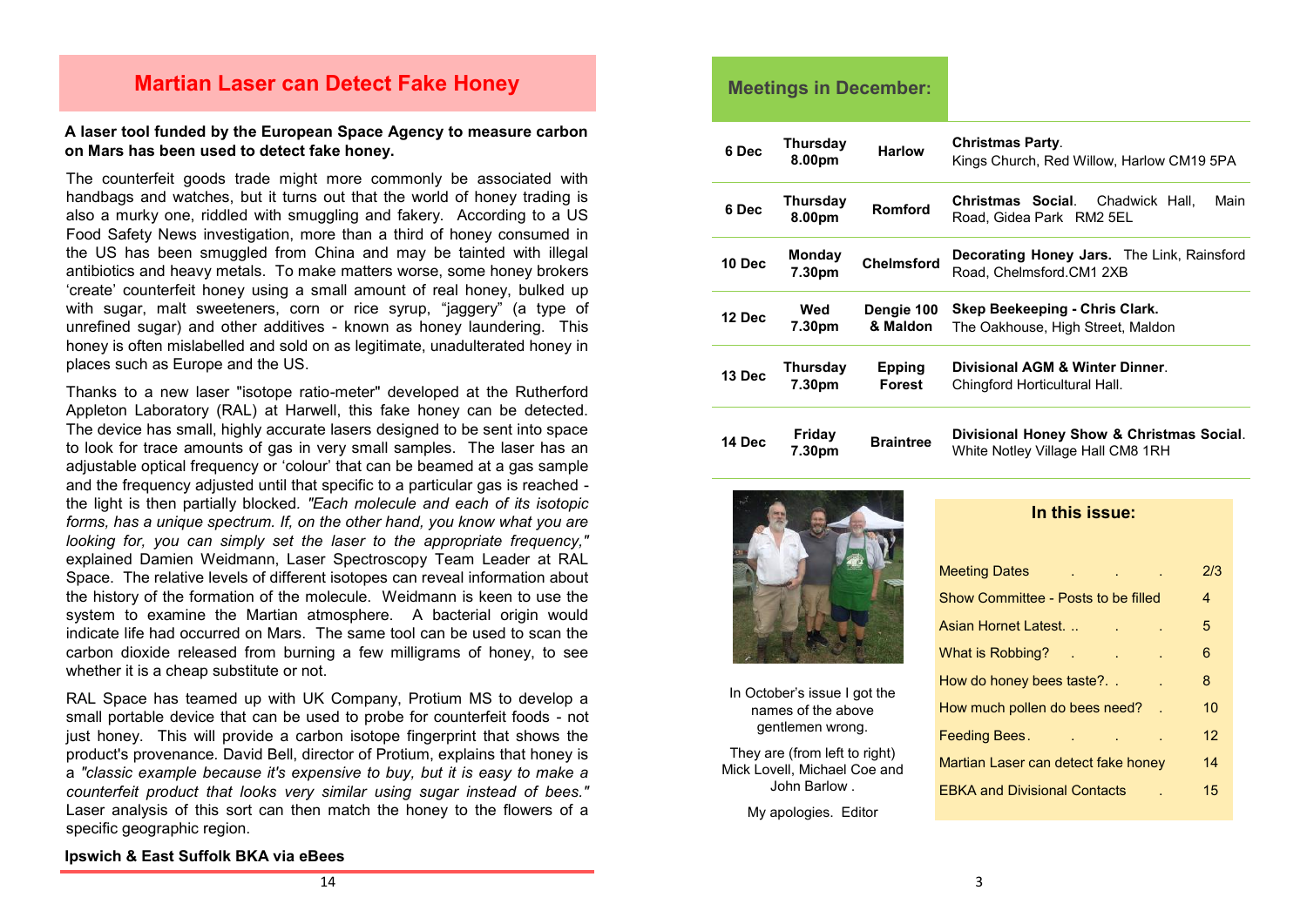## Martian Laser can Detect Fake Honey

**A laser tool funded by the European Space Agency to measure carbon on Mars has been used to detect fake honey.**

The counterfeit goods trade might more commonly be associated with handbags and watches, but it turns out that the world of honey trading is also a murky one, riddled with smuggling and fakery. According to a US Food Safety News investigation, more than a third of honey consumed in the US has been smuggled from China and may be tainted with illegal antibiotics and heavy metals. To make matters worse, some honey brokers 'create' counterfeit honey using a small amount of real honey, bulked up with sugar, malt sweeteners, corn or rice syrup, "jaggery" (a type of unrefined sugar) and other additives - known as honey laundering. This honey is often mislabelled and sold on as legitimate, unadulterated honey in places such as Europe and the US.

Thanks to a new laser "isotope ratio-meter" developed at the Rutherford Appleton Laboratory (RAL) at Harwell, this fake honey can be detected. The device has small, highly accurate lasers designed to be sent into space to look for trace amounts of gas in very small samples. The laser has an adjustable optical frequency or 'colour' that can be beamed at a gas sample and the frequency adjusted until that specific to a particular gas is reached - the light is then partially blocked. *"Each molecule and each of its isotopic forms, has a unique spectrum. If, on the other hand, you know what you are looking for, you can simply set the laser to the appropriate frequency,"* explained Damien Weidmann, Laser Spectroscopy Team Leader at RAL Space. The relative levels of different isotopes can reveal information about the history of the formation of the molecule. Weidmann is keen to use the system to examine the Martian atmosphere. A bacterial origin would indicate life had occurred on Mars. The same tool can be used to scan the carbon dioxide released from burning a few milligrams of honey, to see whether it is a cheap substitute or not.

RAL Space has teamed up with UK Company, Protium MS to develop a small portable device that can be used to probe for counterfeit foods - not just honey. This will provide a carbon isotope fingerprint that shows the product's provenance. David Bell, director of Protium, explains that honey is a *"classic example because it's expensive to buy, but it is easy to make a counterfeit product that looks very similar using sugar instead of bees."* Laser analysis of this sort can then match the honey to the flowers of a specific geographic region.

**Ipswich & East Suffolk BKA via eBees**

## Meetings in December:

| Date | Day/Time | Location | Event |
|---|---|---|---|
| 6 Dec | Thursday 8.00pm | Harlow | **Christmas Party**. Kings Church, Red Willow, Harlow CM19 5PA |
| 6 Dec | Thursday 8.00pm | Romford | **Christmas Social**. Chadwick Hall, Main Road, Gidea Park RM2 5EL |
| 10 Dec | Monday 7.30pm | Chelmsford | **Decorating Honey Jars.** The Link, Rainsford Road, Chelmsford.CM1 2XB |
| 12 Dec | Wed 7.30pm | Dengie 100 & Maldon | **Skep Beekeeping - Chris Clark.** The Oakhouse, High Street, Maldon |
| 13 Dec | Thursday 7.30pm | Epping Forest | **Divisional AGM & Winter Dinner**. Chingford Horticultural Hall. |
| 14 Dec | Friday 7.30pm | Braintree | **Divisional Honey Show & Christmas Social**. White Notley Village Hall CM8 1RH |

In October's issue I got the names of the above gentlemen wrong.

They are (from left to right) Mick Lovell, Michael Coe and John Barlow .

My apologies. Editor

### In this issue:

| | |
|---|---|
| Meeting Dates | 2/3 |
| Show Committee - Posts to be filled | 4 |
| Asian Hornet Latest. .. | 5 |
| What is Robbing? | 6 |
| How do honey bees taste?. . | 8 |
| How much pollen do bees need? | 10 |
| Feeding Bees. | 12 |
| Martian Laser can detect fake honey | 14 |
| EBKA and Divisional Contacts | 15 |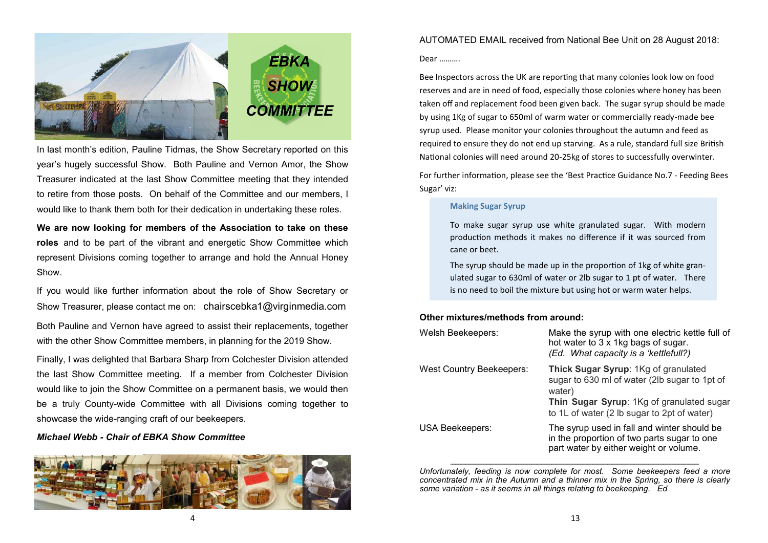# EBKA SHOW COMMITTEE

In last month's edition, Pauline Tidmas, the Show Secretary reported on this year's hugely successful Show. Both Pauline and Vernon Amor, the Show Treasurer indicated at the last Show Committee meeting that they intended to retire from those posts. On behalf of the Committee and our members, I would like to thank them both for their dedication in undertaking these roles.

**We are now looking for members of the Association to take on these roles** and to be part of the vibrant and energetic Show Committee which represent Divisions coming together to arrange and hold the Annual Honey Show.

If you would like further information about the role of Show Secretary or Show Treasurer, please contact me on: chairscebka1@virginmedia.com

Both Pauline and Vernon have agreed to assist their replacements, together with the other Show Committee members, in planning for the 2019 Show.

Finally, I was delighted that Barbara Sharp from Colchester Division attended the last Show Committee meeting. If a member from Colchester Division would like to join the Show Committee on a permanent basis, we would then be a truly County-wide Committee with all Divisions coming together to showcase the wide-ranging craft of our beekeepers.

***Michael Webb - Chair of EBKA Show Committee***

AUTOMATED EMAIL received from National Bee Unit on 28 August 2018:

Dear ……….

Bee Inspectors across the UK are reporting that many colonies look low on food reserves and are in need of food, especially those colonies where honey has been taken off and replacement food been given back. The sugar syrup should be made by using 1Kg of sugar to 650ml of warm water or commercially ready-made bee syrup used. Please monitor your colonies throughout the autumn and feed as required to ensure they do not end up starving. As a rule, standard full size British National colonies will need around 20-25kg of stores to successfully overwinter.

For further information, please see the 'Best Practice Guidance No.7 - Feeding Bees Sugar' viz:

> **Making Sugar Syrup**
>
> To make sugar syrup use white granulated sugar. With modern production methods it makes no difference if it was sourced from cane or beet.
>
> The syrup should be made up in the proportion of 1kg of white granulated sugar to 630ml of water or 2lb sugar to 1 pt of water. There is no need to boil the mixture but using hot or warm water helps.

**Other mixtures/methods from around:**

| | |
|---|---|
| Welsh Beekeepers: | Make the syrup with one electric kettle full of hot water to 3 x 1kg bags of sugar. *(Ed. What capacity is a 'kettlefull?)* |
| West Country Beekeepers: | **Thick Sugar Syrup**: 1Kg of granulated sugar to 630 ml of water (2lb sugar to 1pt of water) **Thin Sugar Syrup**: 1Kg of granulated sugar to 1L of water (2 lb sugar to 2pt of water) |
| USA Beekeepers: | The syrup used in fall and winter should be in the proportion of two parts sugar to one part water by either weight or volume. |

---

*Unfortunately, feeding is now complete for most. Some beekeepers feed a more concentrated mix in the Autumn and a thinner mix in the Spring, so there is clearly some variation - as it seems in all things relating to beekeeping. Ed*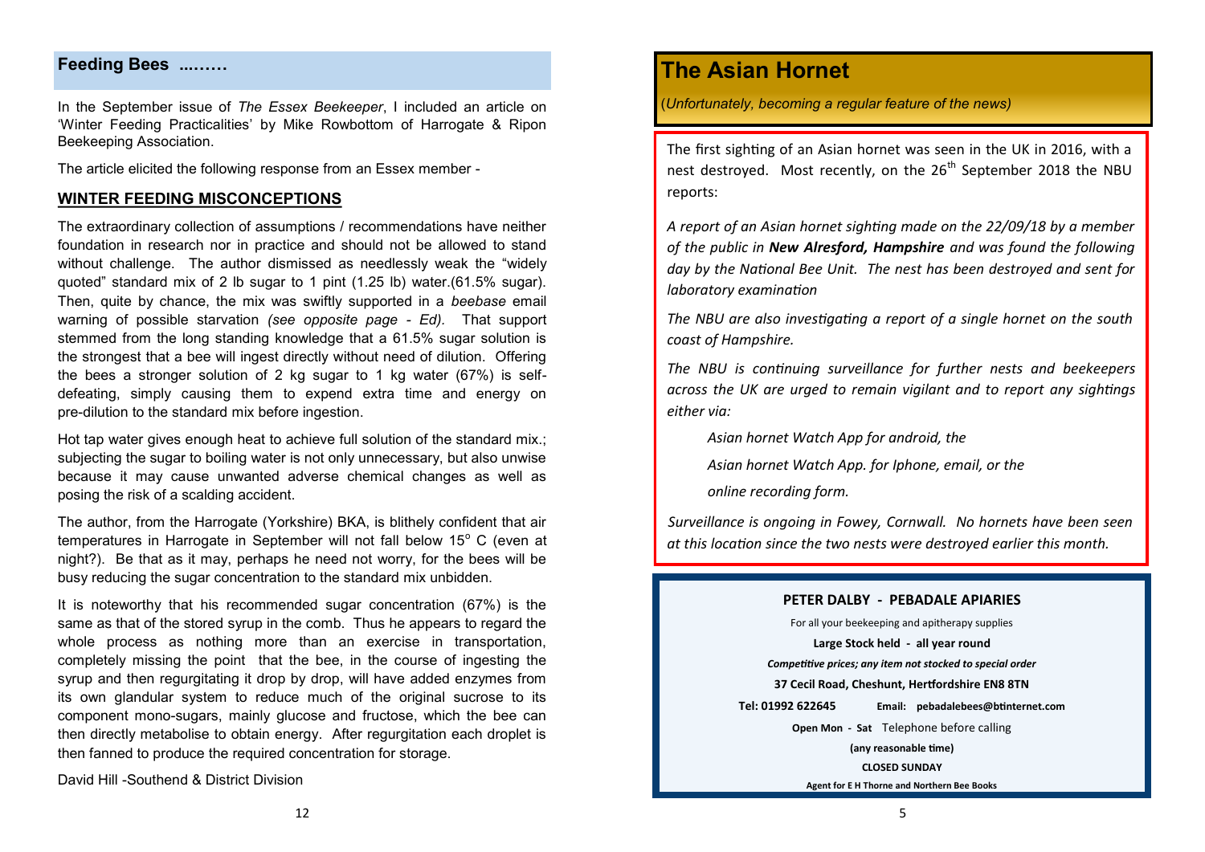## Feeding Bees ...……

In the September issue of *The Essex Beekeeper*, I included an article on 'Winter Feeding Practicalities' by Mike Rowbottom of Harrogate & Ripon Beekeeping Association.

The article elicited the following response from an Essex member -

### WINTER FEEDING MISCONCEPTIONS

The extraordinary collection of assumptions / recommendations have neither foundation in research nor in practice and should not be allowed to stand without challenge. The author dismissed as needlessly weak the "widely quoted" standard mix of 2 lb sugar to 1 pint (1.25 lb) water.(61.5% sugar). Then, quite by chance, the mix was swiftly supported in a *beebase* email warning of possible starvation *(see opposite page - Ed).* That support stemmed from the long standing knowledge that a 61.5% sugar solution is the strongest that a bee will ingest directly without need of dilution. Offering the bees a stronger solution of 2 kg sugar to 1 kg water (67%) is self-defeating, simply causing them to expend extra time and energy on pre-dilution to the standard mix before ingestion.

Hot tap water gives enough heat to achieve full solution of the standard mix.; subjecting the sugar to boiling water is not only unnecessary, but also unwise because it may cause unwanted adverse chemical changes as well as posing the risk of a scalding accident.

The author, from the Harrogate (Yorkshire) BKA, is blithely confident that air temperatures in Harrogate in September will not fall below 15° C (even at night?). Be that as it may, perhaps he need not worry, for the bees will be busy reducing the sugar concentration to the standard mix unbidden.

It is noteworthy that his recommended sugar concentration (67%) is the same as that of the stored syrup in the comb. Thus he appears to regard the whole process as nothing more than an exercise in transportation, completely missing the point that the bee, in the course of ingesting the syrup and then regurgitating it drop by drop, will have added enzymes from its own glandular system to reduce much of the original sucrose to its component mono-sugars, mainly glucose and fructose, which the bee can then directly metabolise to obtain energy. After regurgitation each droplet is then fanned to produce the required concentration for storage.

David Hill -Southend & District Division

# The Asian Hornet

(*Unfortunately, becoming a regular feature of the news)*

The first sighting of an Asian hornet was seen in the UK in 2016, with a nest destroyed. Most recently, on the 26th September 2018 the NBU reports:

*A report of an Asian hornet sighting made on the 22/09/18 by a member of the public in **New Alresford, Hampshire** and was found the following day by the National Bee Unit. The nest has been destroyed and sent for laboratory examination*

*The NBU are also investigating a report of a single hornet on the south coast of Hampshire.*

*The NBU is continuing surveillance for further nests and beekeepers across the UK are urged to remain vigilant and to report any sightings either via:*

*Asian hornet Watch App for android, the*

*Asian hornet Watch App. for Iphone, email, or the*

*online recording form.*

*Surveillance is ongoing in Fowey, Cornwall. No hornets have been seen at this location since the two nests were destroyed earlier this month.*

**PETER DALBY - PEBADALE APIARIES**

For all your beekeeping and apitherapy supplies

**Large Stock held - all year round**

***Competitive prices; any item not stocked to special order***

**37 Cecil Road, Cheshunt, Hertfordshire EN8 8TN**

**Tel: 01992 622645** **Email: pebadalebees@btinternet.com**

**Open Mon - Sat** Telephone before calling

**(any reasonable time)**

**CLOSED SUNDAY**

**Agent for E H Thorne and Northern Bee Books**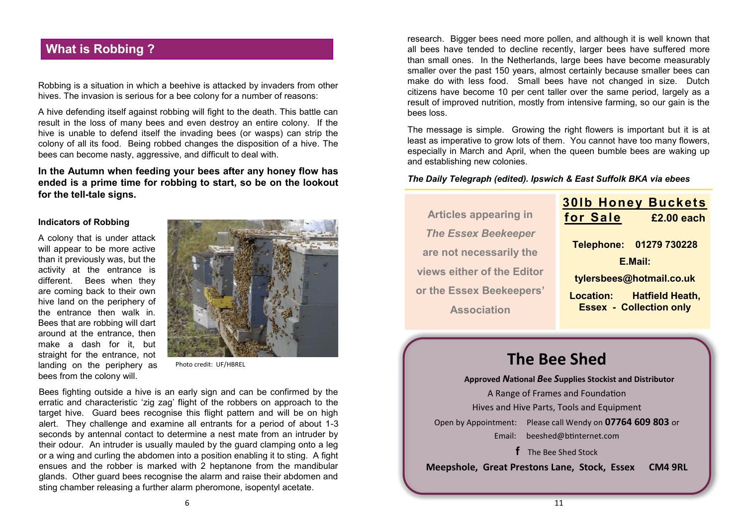## What is Robbing ?

Robbing is a situation in which a beehive is attacked by invaders from other hives. The invasion is serious for a bee colony for a number of reasons:

A hive defending itself against robbing will fight to the death. This battle can result in the loss of many bees and even destroy an entire colony. If the hive is unable to defend itself the invading bees (or wasps) can strip the colony of all its food. Being robbed changes the disposition of a hive. The bees can become nasty, aggressive, and difficult to deal with.

**In the Autumn when feeding your bees after any honey flow has ended is a prime time for robbing to start, so be on the lookout for the tell-tale signs.**

#### Indicators of Robbing

A colony that is under attack will appear to be more active than it previously was, but the activity at the entrance is different. Bees when they are coming back to their own hive land on the periphery of the entrance then walk in. Bees that are robbing will dart around at the entrance, then make a dash for it, but straight for the entrance, not landing on the periphery as bees from the colony will.

Photo credit: UF/HBREL

Bees fighting outside a hive is an early sign and can be confirmed by the erratic and characteristic 'zig zag' flight of the robbers on approach to the target hive. Guard bees recognise this flight pattern and will be on high alert. They challenge and examine all entrants for a period of about 1-3 seconds by antennal contact to determine a nest mate from an intruder by their odour. An intruder is usually mauled by the guard clamping onto a leg or a wing and curling the abdomen into a position enabling it to sting. A fight ensues and the robber is marked with 2 heptanone from the mandibular glands. Other guard bees recognise the alarm and raise their abdomen and sting chamber releasing a further alarm pheromone, isopentyl acetate.

research. Bigger bees need more pollen, and although it is well known that all bees have tended to decline recently, larger bees have suffered more than small ones. In the Netherlands, large bees have become measurably smaller over the past 150 years, almost certainly because smaller bees can make do with less food. Small bees have not changed in size. Dutch citizens have become 10 per cent taller over the same period, largely as a result of improved nutrition, mostly from intensive farming, so our gain is the bees loss.

The message is simple. Growing the right flowers is important but it is at least as imperative to grow lots of them. You cannot have too many flowers, especially in March and April, when the queen bumble bees are waking up and establishing new colonies.

***The Daily Telegraph (edited). Ipswich & East Suffolk BKA via ebees***

**Articles appearing in *The Essex Beekeeper* are not necessarily the views either of the Editor or the Essex Beekeepers' Association**

**30lb Honey Buckets for Sale** **£2.00 each**

**Telephone: 01279 730228**

**E.Mail: tylersbees@hotmail.co.uk**

**Location: Hatfield Heath, Essex - Collection only**

## The Bee Shed

**Approved *N*ational *B*ee *S*upplies Stockist and Distributor**

A Range of Frames and Foundation

Hives and Hive Parts, Tools and Equipment

Open by Appointment: Please call Wendy on **07764 609 803** or

Email: beeshed@btinternet.com

f The Bee Shed Stock

**Meepshole, Great Prestons Lane, Stock, Essex CM4 9RL**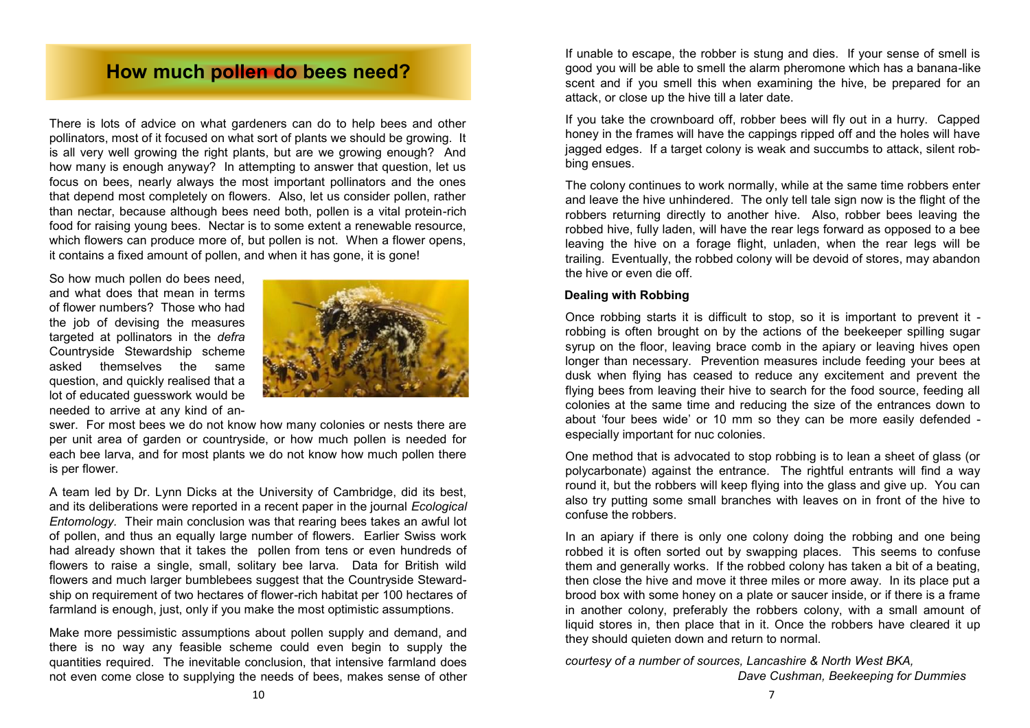# How much pollen do bees need?

There is lots of advice on what gardeners can do to help bees and other pollinators, most of it focused on what sort of plants we should be growing. It is all very well growing the right plants, but are we growing enough? And how many is enough anyway? In attempting to answer that question, let us focus on bees, nearly always the most important pollinators and the ones that depend most completely on flowers. Also, let us consider pollen, rather than nectar, because although bees need both, pollen is a vital protein-rich food for raising young bees. Nectar is to some extent a renewable resource, which flowers can produce more of, but pollen is not. When a flower opens, it contains a fixed amount of pollen, and when it has gone, it is gone!

So how much pollen do bees need, and what does that mean in terms of flower numbers? Those who had the job of devising the measures targeted at pollinators in the *defra* Countryside Stewardship scheme asked themselves the same question, and quickly realised that a lot of educated guesswork would be needed to arrive at any kind of answer. For most bees we do not know how many colonies or nests there are per unit area of garden or countryside, or how much pollen is needed for each bee larva, and for most plants we do not know how much pollen there is per flower.

A team led by Dr. Lynn Dicks at the University of Cambridge, did its best, and its deliberations were reported in a recent paper in the journal *Ecological Entomology*. Their main conclusion was that rearing bees takes an awful lot of pollen, and thus an equally large number of flowers. Earlier Swiss work had already shown that it takes the pollen from tens or even hundreds of flowers to raise a single, small, solitary bee larva. Data for British wild flowers and much larger bumblebees suggest that the Countryside Stewardship on requirement of two hectares of flower-rich habitat per 100 hectares of farmland is enough, just, only if you make the most optimistic assumptions.

Make more pessimistic assumptions about pollen supply and demand, and there is no way any feasible scheme could even begin to supply the quantities required. The inevitable conclusion, that intensive farmland does not even come close to supplying the needs of bees, makes sense of other

If unable to escape, the robber is stung and dies. If your sense of smell is good you will be able to smell the alarm pheromone which has a banana-like scent and if you smell this when examining the hive, be prepared for an attack, or close up the hive till a later date.

If you take the crownboard off, robber bees will fly out in a hurry. Capped honey in the frames will have the cappings ripped off and the holes will have jagged edges. If a target colony is weak and succumbs to attack, silent robbing ensues.

The colony continues to work normally, while at the same time robbers enter and leave the hive unhindered. The only tell tale sign now is the flight of the robbers returning directly to another hive. Also, robber bees leaving the robbed hive, fully laden, will have the rear legs forward as opposed to a bee leaving the hive on a forage flight, unladen, when the rear legs will be trailing. Eventually, the robbed colony will be devoid of stores, may abandon the hive or even die off.

**Dealing with Robbing**

Once robbing starts it is difficult to stop, so it is important to prevent it - robbing is often brought on by the actions of the beekeeper spilling sugar syrup on the floor, leaving brace comb in the apiary or leaving hives open longer than necessary. Prevention measures include feeding your bees at dusk when flying has ceased to reduce any excitement and prevent the flying bees from leaving their hive to search for the food source, feeding all colonies at the same time and reducing the size of the entrances down to about 'four bees wide' or 10 mm so they can be more easily defended - especially important for nuc colonies.

One method that is advocated to stop robbing is to lean a sheet of glass (or polycarbonate) against the entrance. The rightful entrants will find a way round it, but the robbers will keep flying into the glass and give up. You can also try putting some small branches with leaves on in front of the hive to confuse the robbers.

In an apiary if there is only one colony doing the robbing and one being robbed it is often sorted out by swapping places. This seems to confuse them and generally works. If the robbed colony has taken a bit of a beating, then close the hive and move it three miles or more away. In its place put a brood box with some honey on a plate or saucer inside, or if there is a frame in another colony, preferably the robbers colony, with a small amount of liquid stores in, then place that in it. Once the robbers have cleared it up they should quieten down and return to normal.

*courtesy of a number of sources, Lancashire & North West BKA, Dave Cushman, Beekeeping for Dummies*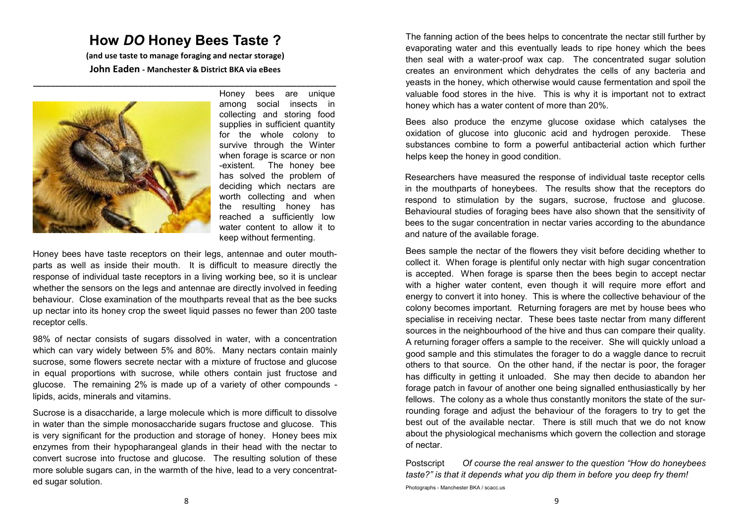# How *DO* Honey Bees Taste ?

**(and use taste to manage foraging and nectar storage)**

**John Eaden - Manchester & District BKA via eBees**

Honey bees are unique among social insects in collecting and storing food supplies in sufficient quantity for the whole colony to survive through the Winter when forage is scarce or non-existent. The honey bee has solved the problem of deciding which nectars are worth collecting and when the resulting honey has reached a sufficiently low water content to allow it to keep without fermenting.

Honey bees have taste receptors on their legs, antennae and outer mouth-parts as well as inside their mouth. It is difficult to measure directly the response of individual taste receptors in a living working bee, so it is unclear whether the sensors on the legs and antennae are directly involved in feeding behaviour. Close examination of the mouthparts reveal that as the bee sucks up nectar into its honey crop the sweet liquid passes no fewer than 200 taste receptor cells.

98% of nectar consists of sugars dissolved in water, with a concentration which can vary widely between 5% and 80%. Many nectars contain mainly sucrose, some flowers secrete nectar with a mixture of fructose and glucose in equal proportions with sucrose, while others contain just fructose and glucose. The remaining 2% is made up of a variety of other compounds - lipids, acids, minerals and vitamins.

Sucrose is a disaccharide, a large molecule which is more difficult to dissolve in water than the simple monosaccharide sugars fructose and glucose. This is very significant for the production and storage of honey. Honey bees mix enzymes from their hypopharangeal glands in their head with the nectar to convert sucrose into fructose and glucose. The resulting solution of these more soluble sugars can, in the warmth of the hive, lead to a very concentrated sugar solution.

The fanning action of the bees helps to concentrate the nectar still further by evaporating water and this eventually leads to ripe honey which the bees then seal with a water-proof wax cap. The concentrated sugar solution creates an environment which dehydrates the cells of any bacteria and yeasts in the honey, which otherwise would cause fermentation and spoil the valuable food stores in the hive. This is why it is important not to extract honey which has a water content of more than 20%.

Bees also produce the enzyme glucose oxidase which catalyses the oxidation of glucose into gluconic acid and hydrogen peroxide. These substances combine to form a powerful antibacterial action which further helps keep the honey in good condition.

Researchers have measured the response of individual taste receptor cells in the mouthparts of honeybees. The results show that the receptors do respond to stimulation by the sugars, sucrose, fructose and glucose. Behavioural studies of foraging bees have also shown that the sensitivity of bees to the sugar concentration in nectar varies according to the abundance and nature of the available forage.

Bees sample the nectar of the flowers they visit before deciding whether to collect it. When forage is plentiful only nectar with high sugar concentration is accepted. When forage is sparse then the bees begin to accept nectar with a higher water content, even though it will require more effort and energy to convert it into honey. This is where the collective behaviour of the colony becomes important. Returning foragers are met by house bees who specialise in receiving nectar. These bees taste nectar from many different sources in the neighbourhood of the hive and thus can compare their quality. A returning forager offers a sample to the receiver. She will quickly unload a good sample and this stimulates the forager to do a waggle dance to recruit others to that source. On the other hand, if the nectar is poor, the forager has difficulty in getting it unloaded. She may then decide to abandon her forage patch in favour of another one being signalled enthusiastically by her fellows. The colony as a whole thus constantly monitors the state of the surrounding forage and adjust the behaviour of the foragers to try to get the best out of the available nectar. There is still much that we do not know about the physiological mechanisms which govern the collection and storage of nectar.

Postscript *Of course the real answer to the question "How do honeybees taste?" is that it depends what you dip them in before you deep fry them!*

Photographs - Manchester BKA / scacc.us